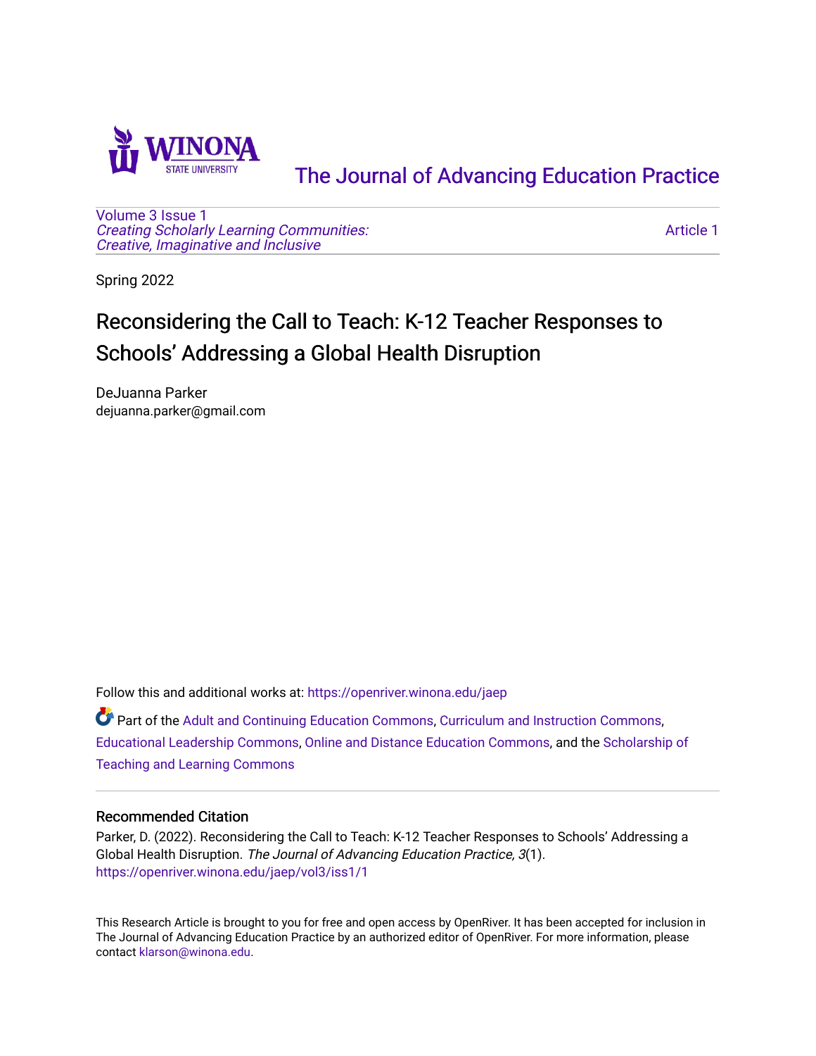# The Journal of Advancing Education Practice

Volume 3 Issue 1
*Creating Scholarly Learning Communities: Creative, Imaginative and Inclusive*

Article 1

Spring 2022

## Reconsidering the Call to Teach: K-12 Teacher Responses to Schools' Addressing a Global Health Disruption

DeJuanna Parker
dejuanna.parker@gmail.com

Follow this and additional works at: https://openriver.winona.edu/jaep

Part of the Adult and Continuing Education Commons, Curriculum and Instruction Commons, Educational Leadership Commons, Online and Distance Education Commons, and the Scholarship of Teaching and Learning Commons

### Recommended Citation

Parker, D. (2022). Reconsidering the Call to Teach: K-12 Teacher Responses to Schools' Addressing a Global Health Disruption. *The Journal of Advancing Education Practice, 3*(1). https://openriver.winona.edu/jaep/vol3/iss1/1

This Research Article is brought to you for free and open access by OpenRiver. It has been accepted for inclusion in The Journal of Advancing Education Practice by an authorized editor of OpenRiver. For more information, please contact klarson@winona.edu.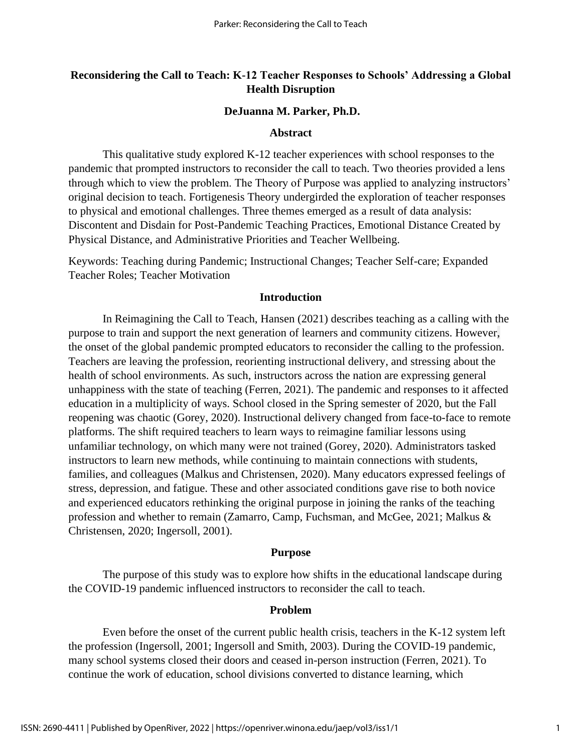# Reconsidering the Call to Teach: K-12 Teacher Responses to Schools' Addressing a Global Health Disruption

**DeJuanna M. Parker, Ph.D.**

## Abstract

This qualitative study explored K-12 teacher experiences with school responses to the pandemic that prompted instructors to reconsider the call to teach. Two theories provided a lens through which to view the problem. The Theory of Purpose was applied to analyzing instructors' original decision to teach. Fortigenesis Theory undergirded the exploration of teacher responses to physical and emotional challenges. Three themes emerged as a result of data analysis: Discontent and Disdain for Post-Pandemic Teaching Practices, Emotional Distance Created by Physical Distance, and Administrative Priorities and Teacher Wellbeing.

Keywords: Teaching during Pandemic; Instructional Changes; Teacher Self-care; Expanded Teacher Roles; Teacher Motivation

## Introduction

In Reimagining the Call to Teach, Hansen (2021) describes teaching as a calling with the purpose to train and support the next generation of learners and community citizens. However, the onset of the global pandemic prompted educators to reconsider the calling to the profession. Teachers are leaving the profession, reorienting instructional delivery, and stressing about the health of school environments. As such, instructors across the nation are expressing general unhappiness with the state of teaching (Ferren, 2021). The pandemic and responses to it affected education in a multiplicity of ways. School closed in the Spring semester of 2020, but the Fall reopening was chaotic (Gorey, 2020). Instructional delivery changed from face-to-face to remote platforms. The shift required teachers to learn ways to reimagine familiar lessons using unfamiliar technology, on which many were not trained (Gorey, 2020). Administrators tasked instructors to learn new methods, while continuing to maintain connections with students, families, and colleagues (Malkus and Christensen, 2020). Many educators expressed feelings of stress, depression, and fatigue. These and other associated conditions gave rise to both novice and experienced educators rethinking the original purpose in joining the ranks of the teaching profession and whether to remain (Zamarro, Camp, Fuchsman, and McGee, 2021; Malkus & Christensen, 2020; Ingersoll, 2001).

## Purpose

The purpose of this study was to explore how shifts in the educational landscape during the COVID-19 pandemic influenced instructors to reconsider the call to teach.

## Problem

Even before the onset of the current public health crisis, teachers in the K-12 system left the profession (Ingersoll, 2001; Ingersoll and Smith, 2003). During the COVID-19 pandemic, many school systems closed their doors and ceased in-person instruction (Ferren, 2021). To continue the work of education, school divisions converted to distance learning, which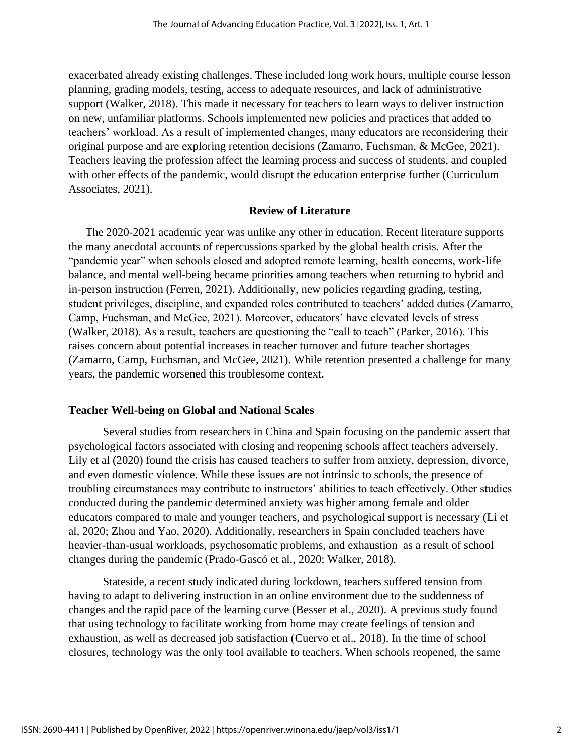exacerbated already existing challenges. These included long work hours, multiple course lesson planning, grading models, testing, access to adequate resources, and lack of administrative support (Walker, 2018). This made it necessary for teachers to learn ways to deliver instruction on new, unfamiliar platforms. Schools implemented new policies and practices that added to teachers' workload. As a result of implemented changes, many educators are reconsidering their original purpose and are exploring retention decisions (Zamarro, Fuchsman, & McGee, 2021). Teachers leaving the profession affect the learning process and success of students, and coupled with other effects of the pandemic, would disrupt the education enterprise further (Curriculum Associates, 2021).

## Review of Literature

The 2020-2021 academic year was unlike any other in education. Recent literature supports the many anecdotal accounts of repercussions sparked by the global health crisis. After the "pandemic year" when schools closed and adopted remote learning, health concerns, work-life balance, and mental well-being became priorities among teachers when returning to hybrid and in-person instruction (Ferren, 2021). Additionally, new policies regarding grading, testing, student privileges, discipline, and expanded roles contributed to teachers' added duties (Zamarro, Camp, Fuchsman, and McGee, 2021). Moreover, educators' have elevated levels of stress (Walker, 2018). As a result, teachers are questioning the "call to teach" (Parker, 2016). This raises concern about potential increases in teacher turnover and future teacher shortages (Zamarro, Camp, Fuchsman, and McGee, 2021). While retention presented a challenge for many years, the pandemic worsened this troublesome context.

### Teacher Well-being on Global and National Scales

Several studies from researchers in China and Spain focusing on the pandemic assert that psychological factors associated with closing and reopening schools affect teachers adversely. Lily et al (2020) found the crisis has caused teachers to suffer from anxiety, depression, divorce, and even domestic violence. While these issues are not intrinsic to schools, the presence of troubling circumstances may contribute to instructors' abilities to teach effectively. Other studies conducted during the pandemic determined anxiety was higher among female and older educators compared to male and younger teachers, and psychological support is necessary (Li et al, 2020; Zhou and Yao, 2020). Additionally, researchers in Spain concluded teachers have heavier-than-usual workloads, psychosomatic problems, and exhaustion as a result of school changes during the pandemic (Prado-Gascó et al., 2020; Walker, 2018).

Stateside, a recent study indicated during lockdown, teachers suffered tension from having to adapt to delivering instruction in an online environment due to the suddenness of changes and the rapid pace of the learning curve (Besser et al., 2020). A previous study found that using technology to facilitate working from home may create feelings of tension and exhaustion, as well as decreased job satisfaction (Cuervo et al., 2018). In the time of school closures, technology was the only tool available to teachers. When schools reopened, the same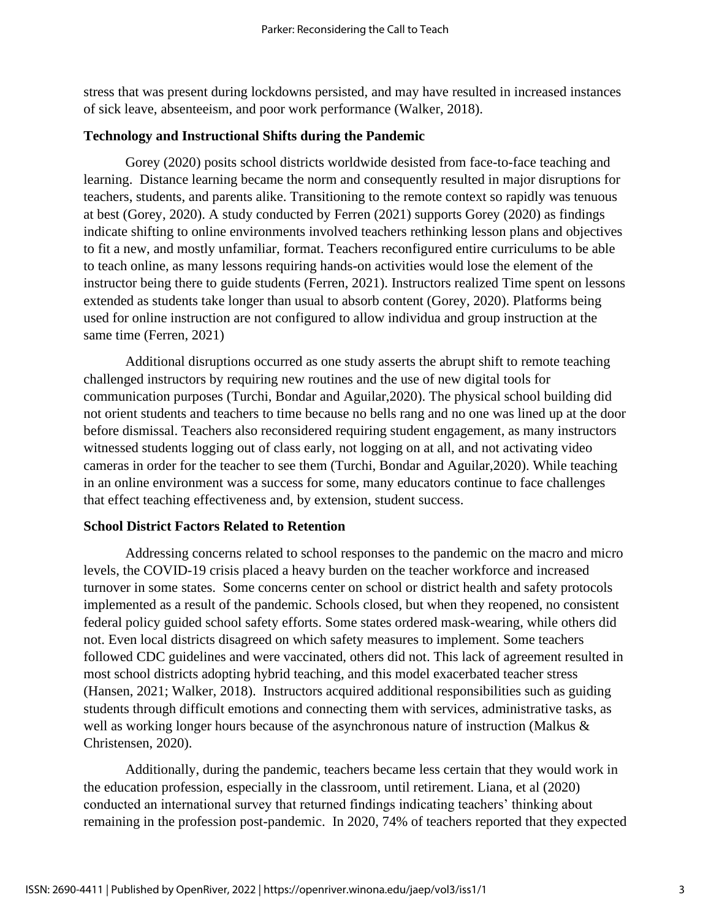stress that was present during lockdowns persisted, and may have resulted in increased instances of sick leave, absenteeism, and poor work performance (Walker, 2018).

### Technology and Instructional Shifts during the Pandemic

Gorey (2020) posits school districts worldwide desisted from face-to-face teaching and learning. Distance learning became the norm and consequently resulted in major disruptions for teachers, students, and parents alike. Transitioning to the remote context so rapidly was tenuous at best (Gorey, 2020). A study conducted by Ferren (2021) supports Gorey (2020) as findings indicate shifting to online environments involved teachers rethinking lesson plans and objectives to fit a new, and mostly unfamiliar, format. Teachers reconfigured entire curriculums to be able to teach online, as many lessons requiring hands-on activities would lose the element of the instructor being there to guide students (Ferren, 2021). Instructors realized Time spent on lessons extended as students take longer than usual to absorb content (Gorey, 2020). Platforms being used for online instruction are not configured to allow individua and group instruction at the same time (Ferren, 2021)

Additional disruptions occurred as one study asserts the abrupt shift to remote teaching challenged instructors by requiring new routines and the use of new digital tools for communication purposes (Turchi, Bondar and Aguilar,2020). The physical school building did not orient students and teachers to time because no bells rang and no one was lined up at the door before dismissal. Teachers also reconsidered requiring student engagement, as many instructors witnessed students logging out of class early, not logging on at all, and not activating video cameras in order for the teacher to see them (Turchi, Bondar and Aguilar,2020). While teaching in an online environment was a success for some, many educators continue to face challenges that effect teaching effectiveness and, by extension, student success.

### School District Factors Related to Retention

Addressing concerns related to school responses to the pandemic on the macro and micro levels, the COVID-19 crisis placed a heavy burden on the teacher workforce and increased turnover in some states. Some concerns center on school or district health and safety protocols implemented as a result of the pandemic. Schools closed, but when they reopened, no consistent federal policy guided school safety efforts. Some states ordered mask-wearing, while others did not. Even local districts disagreed on which safety measures to implement. Some teachers followed CDC guidelines and were vaccinated, others did not. This lack of agreement resulted in most school districts adopting hybrid teaching, and this model exacerbated teacher stress (Hansen, 2021; Walker, 2018). Instructors acquired additional responsibilities such as guiding students through difficult emotions and connecting them with services, administrative tasks, as well as working longer hours because of the asynchronous nature of instruction (Malkus & Christensen, 2020).

Additionally, during the pandemic, teachers became less certain that they would work in the education profession, especially in the classroom, until retirement. Liana, et al (2020) conducted an international survey that returned findings indicating teachers' thinking about remaining in the profession post-pandemic. In 2020, 74% of teachers reported that they expected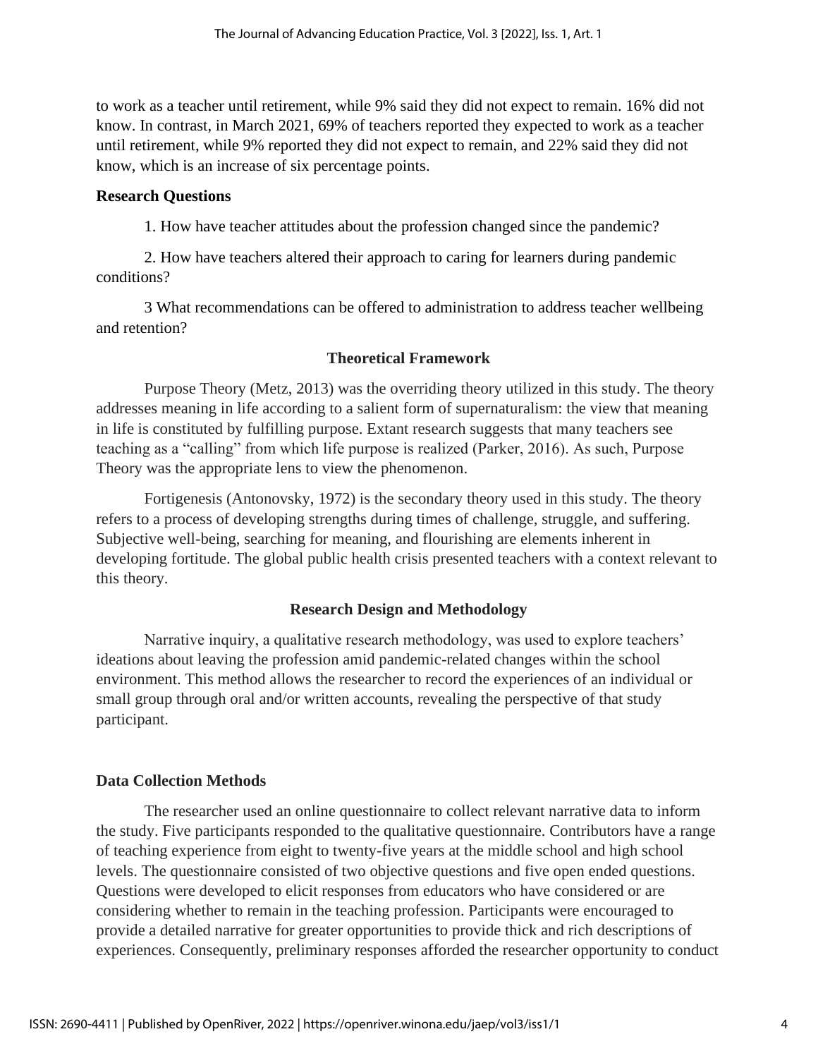to work as a teacher until retirement, while 9% said they did not expect to remain. 16% did not know. In contrast, in March 2021, 69% of teachers reported they expected to work as a teacher until retirement, while 9% reported they did not expect to remain, and 22% said they did not know, which is an increase of six percentage points.

### Research Questions

1. How have teacher attitudes about the profession changed since the pandemic?

2. How have teachers altered their approach to caring for learners during pandemic conditions?

3 What recommendations can be offered to administration to address teacher wellbeing and retention?

## Theoretical Framework

Purpose Theory (Metz, 2013) was the overriding theory utilized in this study. The theory addresses meaning in life according to a salient form of supernaturalism: the view that meaning in life is constituted by fulfilling purpose. Extant research suggests that many teachers see teaching as a "calling" from which life purpose is realized (Parker, 2016). As such, Purpose Theory was the appropriate lens to view the phenomenon.

Fortigenesis (Antonovsky, 1972) is the secondary theory used in this study. The theory refers to a process of developing strengths during times of challenge, struggle, and suffering. Subjective well-being, searching for meaning, and flourishing are elements inherent in developing fortitude. The global public health crisis presented teachers with a context relevant to this theory.

## Research Design and Methodology

Narrative inquiry, a qualitative research methodology, was used to explore teachers' ideations about leaving the profession amid pandemic-related changes within the school environment. This method allows the researcher to record the experiences of an individual or small group through oral and/or written accounts, revealing the perspective of that study participant.

### Data Collection Methods

The researcher used an online questionnaire to collect relevant narrative data to inform the study. Five participants responded to the qualitative questionnaire. Contributors have a range of teaching experience from eight to twenty-five years at the middle school and high school levels. The questionnaire consisted of two objective questions and five open ended questions. Questions were developed to elicit responses from educators who have considered or are considering whether to remain in the teaching profession. Participants were encouraged to provide a detailed narrative for greater opportunities to provide thick and rich descriptions of experiences. Consequently, preliminary responses afforded the researcher opportunity to conduct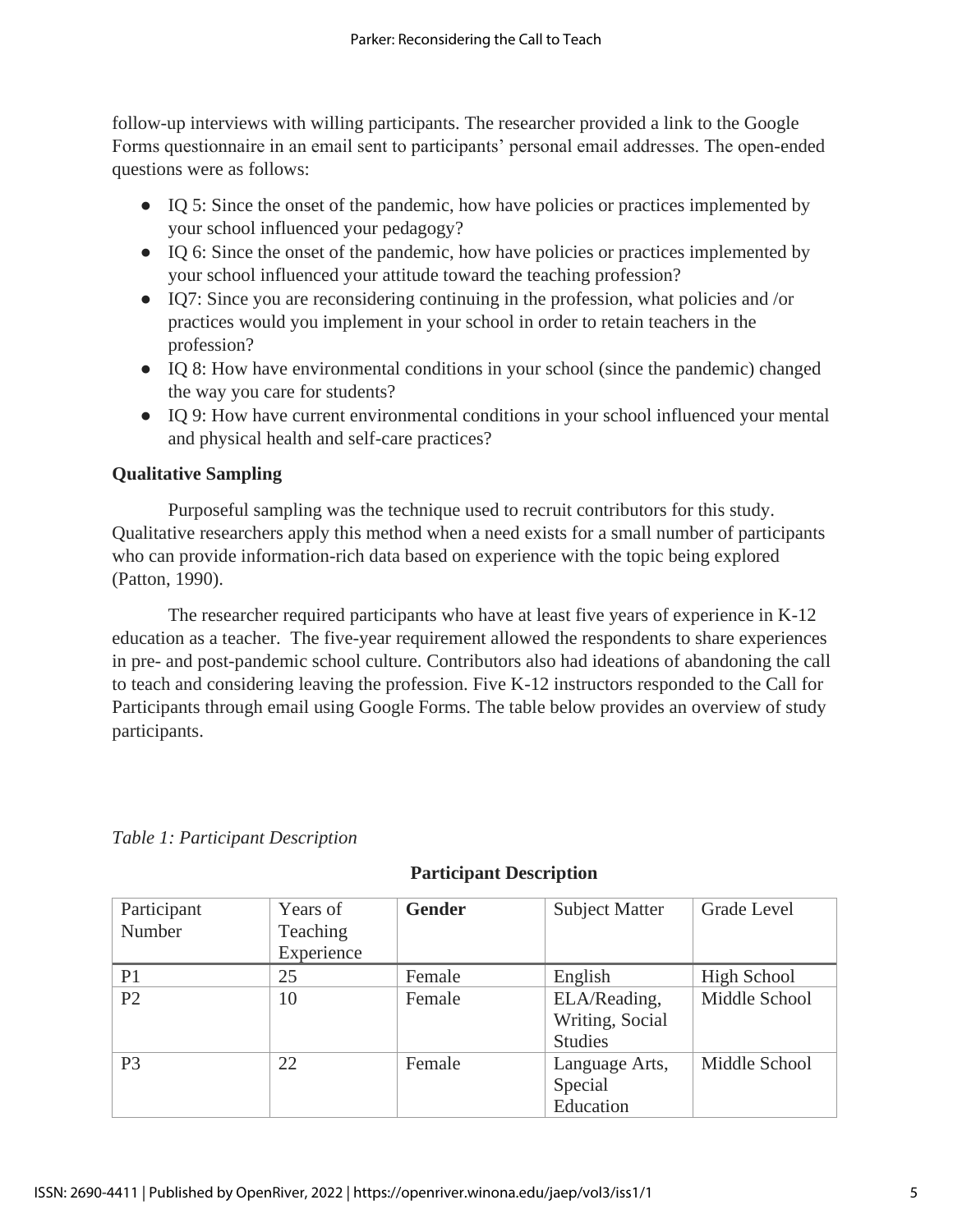follow-up interviews with willing participants. The researcher provided a link to the Google Forms questionnaire in an email sent to participants' personal email addresses. The open-ended questions were as follows:

- IQ 5: Since the onset of the pandemic, how have policies or practices implemented by your school influenced your pedagogy?
- IQ 6: Since the onset of the pandemic, how have policies or practices implemented by your school influenced your attitude toward the teaching profession?
- IQ7: Since you are reconsidering continuing in the profession, what policies and /or practices would you implement in your school in order to retain teachers in the profession?
- IQ 8: How have environmental conditions in your school (since the pandemic) changed the way you care for students?
- IQ 9: How have current environmental conditions in your school influenced your mental and physical health and self-care practices?

### Qualitative Sampling

Purposeful sampling was the technique used to recruit contributors for this study. Qualitative researchers apply this method when a need exists for a small number of participants who can provide information-rich data based on experience with the topic being explored (Patton, 1990).

The researcher required participants who have at least five years of experience in K-12 education as a teacher. The five-year requirement allowed the respondents to share experiences in pre- and post-pandemic school culture. Contributors also had ideations of abandoning the call to teach and considering leaving the profession. Five K-12 instructors responded to the Call for Participants through email using Google Forms. The table below provides an overview of study participants.

*Table 1: Participant Description*

**Participant Description**

| Participant Number | Years of Teaching Experience | **Gender** | Subject Matter | Grade Level |
|---|---|---|---|---|
| P1 | 25 | Female | English | High School |
| P2 | 10 | Female | ELA/Reading, Writing, Social Studies | Middle School |
| P3 | 22 | Female | Language Arts, Special Education | Middle School |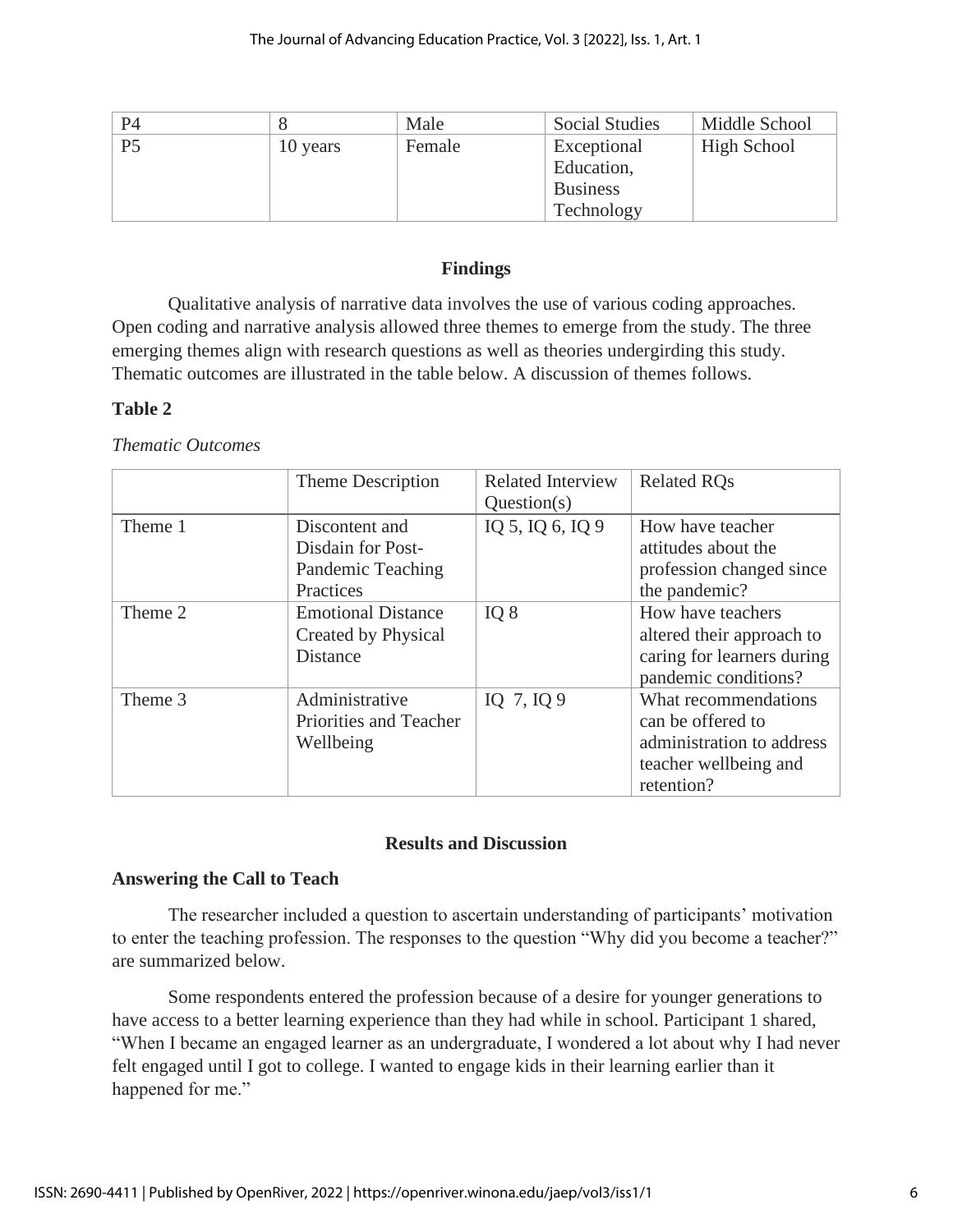| | | | | |
|---|---|---|---|---|
| P4 | 8 | Male | Social Studies | Middle School |
| P5 | 10 years | Female | Exceptional Education, Business Technology | High School |

## Findings

Qualitative analysis of narrative data involves the use of various coding approaches. Open coding and narrative analysis allowed three themes to emerge from the study. The three emerging themes align with research questions as well as theories undergirding this study. Thematic outcomes are illustrated in the table below. A discussion of themes follows.

**Table 2**

*Thematic Outcomes*

| | Theme Description | Related Interview Question(s) | Related RQs |
|---|---|---|---|
| Theme 1 | Discontent and Disdain for Post-Pandemic Teaching Practices | IQ 5, IQ 6, IQ 9 | How have teacher attitudes about the profession changed since the pandemic? |
| Theme 2 | Emotional Distance Created by Physical Distance | IQ 8 | How have teachers altered their approach to caring for learners during pandemic conditions? |
| Theme 3 | Administrative Priorities and Teacher Wellbeing | IQ 7, IQ 9 | What recommendations can be offered to administration to address teacher wellbeing and retention? |

## Results and Discussion

### Answering the Call to Teach

The researcher included a question to ascertain understanding of participants' motivation to enter the teaching profession. The responses to the question "Why did you become a teacher?" are summarized below.

Some respondents entered the profession because of a desire for younger generations to have access to a better learning experience than they had while in school. Participant 1 shared, "When I became an engaged learner as an undergraduate, I wondered a lot about why I had never felt engaged until I got to college. I wanted to engage kids in their learning earlier than it happened for me."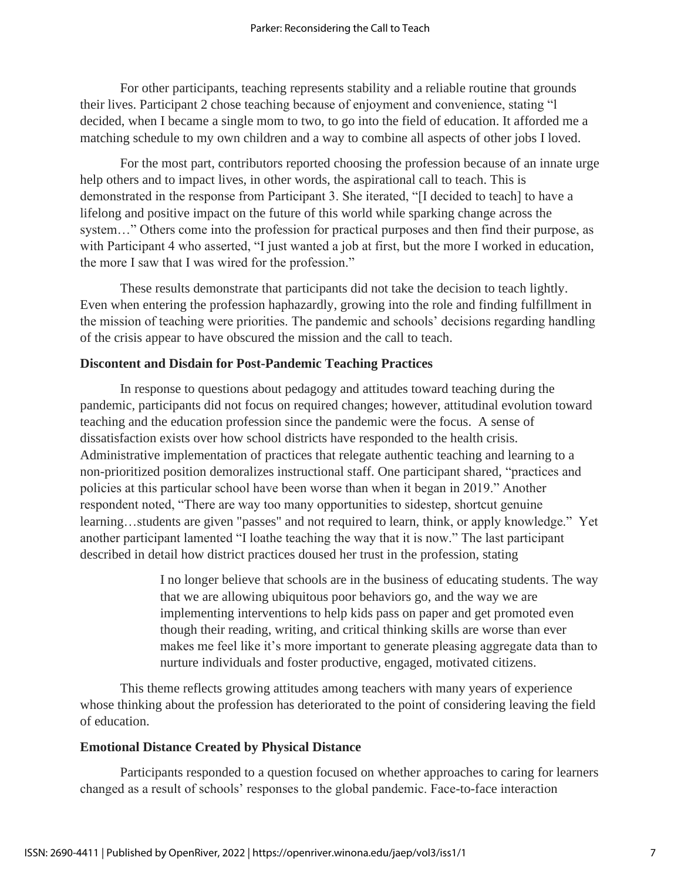For other participants, teaching represents stability and a reliable routine that grounds their lives. Participant 2 chose teaching because of enjoyment and convenience, stating "l decided, when I became a single mom to two, to go into the field of education. It afforded me a matching schedule to my own children and a way to combine all aspects of other jobs I loved.

For the most part, contributors reported choosing the profession because of an innate urge help others and to impact lives, in other words, the aspirational call to teach. This is demonstrated in the response from Participant 3. She iterated, "[I decided to teach] to have a lifelong and positive impact on the future of this world while sparking change across the system…" Others come into the profession for practical purposes and then find their purpose, as with Participant 4 who asserted, "I just wanted a job at first, but the more I worked in education, the more I saw that I was wired for the profession."

These results demonstrate that participants did not take the decision to teach lightly. Even when entering the profession haphazardly, growing into the role and finding fulfillment in the mission of teaching were priorities. The pandemic and schools' decisions regarding handling of the crisis appear to have obscured the mission and the call to teach.

### Discontent and Disdain for Post-Pandemic Teaching Practices

In response to questions about pedagogy and attitudes toward teaching during the pandemic, participants did not focus on required changes; however, attitudinal evolution toward teaching and the education profession since the pandemic were the focus. A sense of dissatisfaction exists over how school districts have responded to the health crisis. Administrative implementation of practices that relegate authentic teaching and learning to a non-prioritized position demoralizes instructional staff. One participant shared, "practices and policies at this particular school have been worse than when it began in 2019." Another respondent noted, "There are way too many opportunities to sidestep, shortcut genuine learning…students are given "passes" and not required to learn, think, or apply knowledge." Yet another participant lamented "I loathe teaching the way that it is now." The last participant described in detail how district practices doused her trust in the profession, stating

> I no longer believe that schools are in the business of educating students. The way that we are allowing ubiquitous poor behaviors go, and the way we are implementing interventions to help kids pass on paper and get promoted even though their reading, writing, and critical thinking skills are worse than ever makes me feel like it's more important to generate pleasing aggregate data than to nurture individuals and foster productive, engaged, motivated citizens.

This theme reflects growing attitudes among teachers with many years of experience whose thinking about the profession has deteriorated to the point of considering leaving the field of education.

### Emotional Distance Created by Physical Distance

Participants responded to a question focused on whether approaches to caring for learners changed as a result of schools' responses to the global pandemic. Face-to-face interaction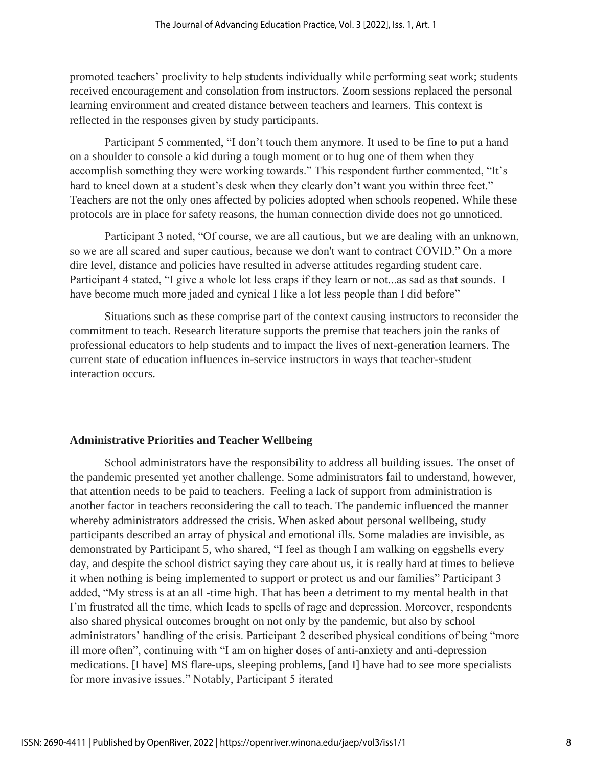promoted teachers' proclivity to help students individually while performing seat work; students received encouragement and consolation from instructors. Zoom sessions replaced the personal learning environment and created distance between teachers and learners. This context is reflected in the responses given by study participants.

Participant 5 commented, "I don't touch them anymore. It used to be fine to put a hand on a shoulder to console a kid during a tough moment or to hug one of them when they accomplish something they were working towards." This respondent further commented, "It's hard to kneel down at a student's desk when they clearly don't want you within three feet." Teachers are not the only ones affected by policies adopted when schools reopened. While these protocols are in place for safety reasons, the human connection divide does not go unnoticed.

Participant 3 noted, "Of course, we are all cautious, but we are dealing with an unknown, so we are all scared and super cautious, because we don't want to contract COVID." On a more dire level, distance and policies have resulted in adverse attitudes regarding student care. Participant 4 stated, "I give a whole lot less craps if they learn or not...as sad as that sounds. I have become much more jaded and cynical I like a lot less people than I did before"

Situations such as these comprise part of the context causing instructors to reconsider the commitment to teach. Research literature supports the premise that teachers join the ranks of professional educators to help students and to impact the lives of next-generation learners. The current state of education influences in-service instructors in ways that teacher-student interaction occurs.

**Administrative Priorities and Teacher Wellbeing**

School administrators have the responsibility to address all building issues. The onset of the pandemic presented yet another challenge. Some administrators fail to understand, however, that attention needs to be paid to teachers. Feeling a lack of support from administration is another factor in teachers reconsidering the call to teach. The pandemic influenced the manner whereby administrators addressed the crisis. When asked about personal wellbeing, study participants described an array of physical and emotional ills. Some maladies are invisible, as demonstrated by Participant 5, who shared, "I feel as though I am walking on eggshells every day, and despite the school district saying they care about us, it is really hard at times to believe it when nothing is being implemented to support or protect us and our families" Participant 3 added, "My stress is at an all -time high. That has been a detriment to my mental health in that I'm frustrated all the time, which leads to spells of rage and depression. Moreover, respondents also shared physical outcomes brought on not only by the pandemic, but also by school administrators' handling of the crisis. Participant 2 described physical conditions of being "more ill more often", continuing with "I am on higher doses of anti-anxiety and anti-depression medications. [I have] MS flare-ups, sleeping problems, [and I] have had to see more specialists for more invasive issues." Notably, Participant 5 iterated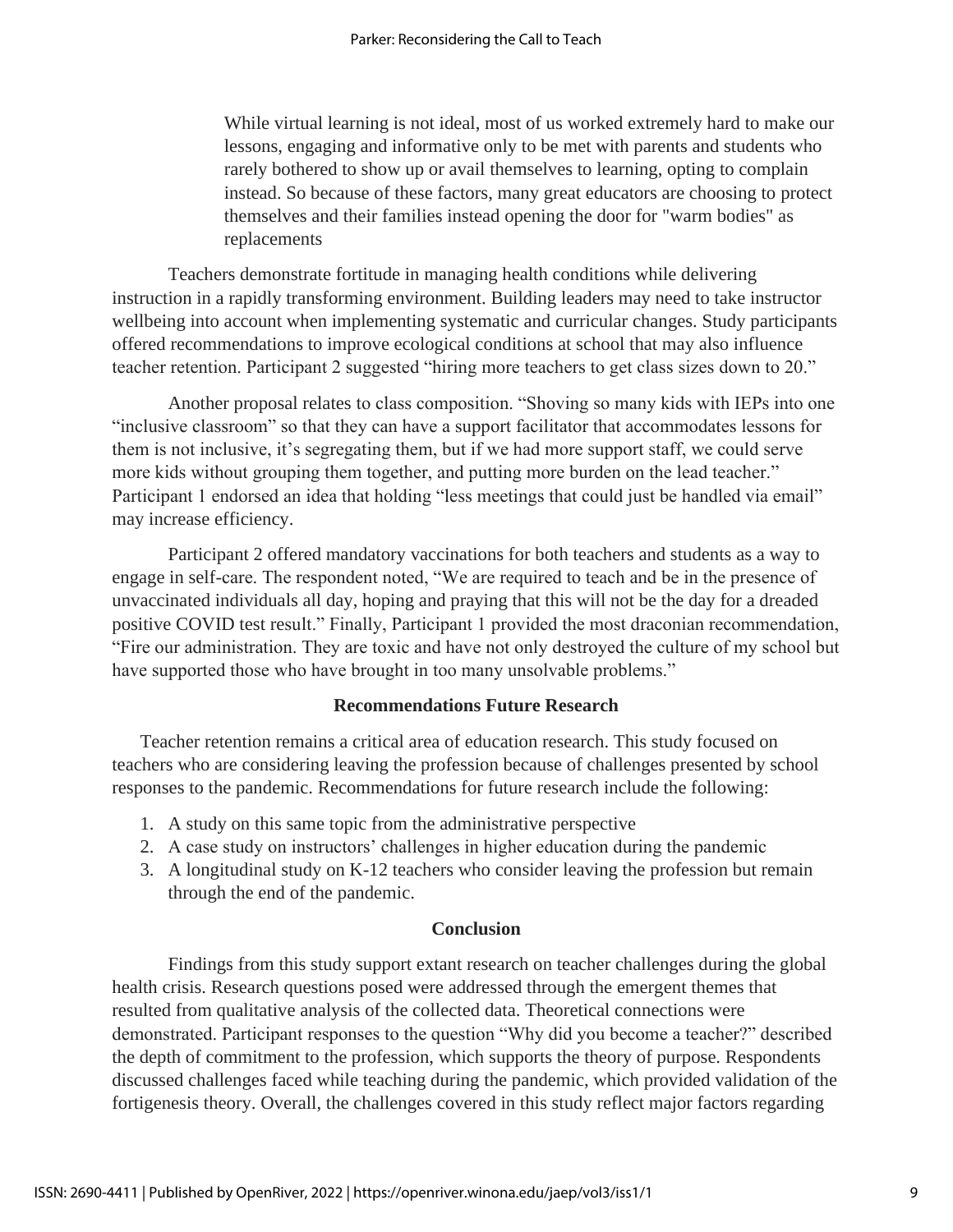> While virtual learning is not ideal, most of us worked extremely hard to make our lessons, engaging and informative only to be met with parents and students who rarely bothered to show up or avail themselves to learning, opting to complain instead. So because of these factors, many great educators are choosing to protect themselves and their families instead opening the door for "warm bodies" as replacements

Teachers demonstrate fortitude in managing health conditions while delivering instruction in a rapidly transforming environment. Building leaders may need to take instructor wellbeing into account when implementing systematic and curricular changes. Study participants offered recommendations to improve ecological conditions at school that may also influence teacher retention. Participant 2 suggested "hiring more teachers to get class sizes down to 20."

Another proposal relates to class composition. "Shoving so many kids with IEPs into one "inclusive classroom" so that they can have a support facilitator that accommodates lessons for them is not inclusive, it's segregating them, but if we had more support staff, we could serve more kids without grouping them together, and putting more burden on the lead teacher." Participant 1 endorsed an idea that holding "less meetings that could just be handled via email" may increase efficiency.

Participant 2 offered mandatory vaccinations for both teachers and students as a way to engage in self-care. The respondent noted, "We are required to teach and be in the presence of unvaccinated individuals all day, hoping and praying that this will not be the day for a dreaded positive COVID test result." Finally, Participant 1 provided the most draconian recommendation, "Fire our administration. They are toxic and have not only destroyed the culture of my school but have supported those who have brought in too many unsolvable problems."

## Recommendations Future Research

Teacher retention remains a critical area of education research. This study focused on teachers who are considering leaving the profession because of challenges presented by school responses to the pandemic. Recommendations for future research include the following:

1. A study on this same topic from the administrative perspective
2. A case study on instructors' challenges in higher education during the pandemic
3. A longitudinal study on K-12 teachers who consider leaving the profession but remain through the end of the pandemic.

## Conclusion

Findings from this study support extant research on teacher challenges during the global health crisis. Research questions posed were addressed through the emergent themes that resulted from qualitative analysis of the collected data. Theoretical connections were demonstrated. Participant responses to the question "Why did you become a teacher?" described the depth of commitment to the profession, which supports the theory of purpose. Respondents discussed challenges faced while teaching during the pandemic, which provided validation of the fortigenesis theory. Overall, the challenges covered in this study reflect major factors regarding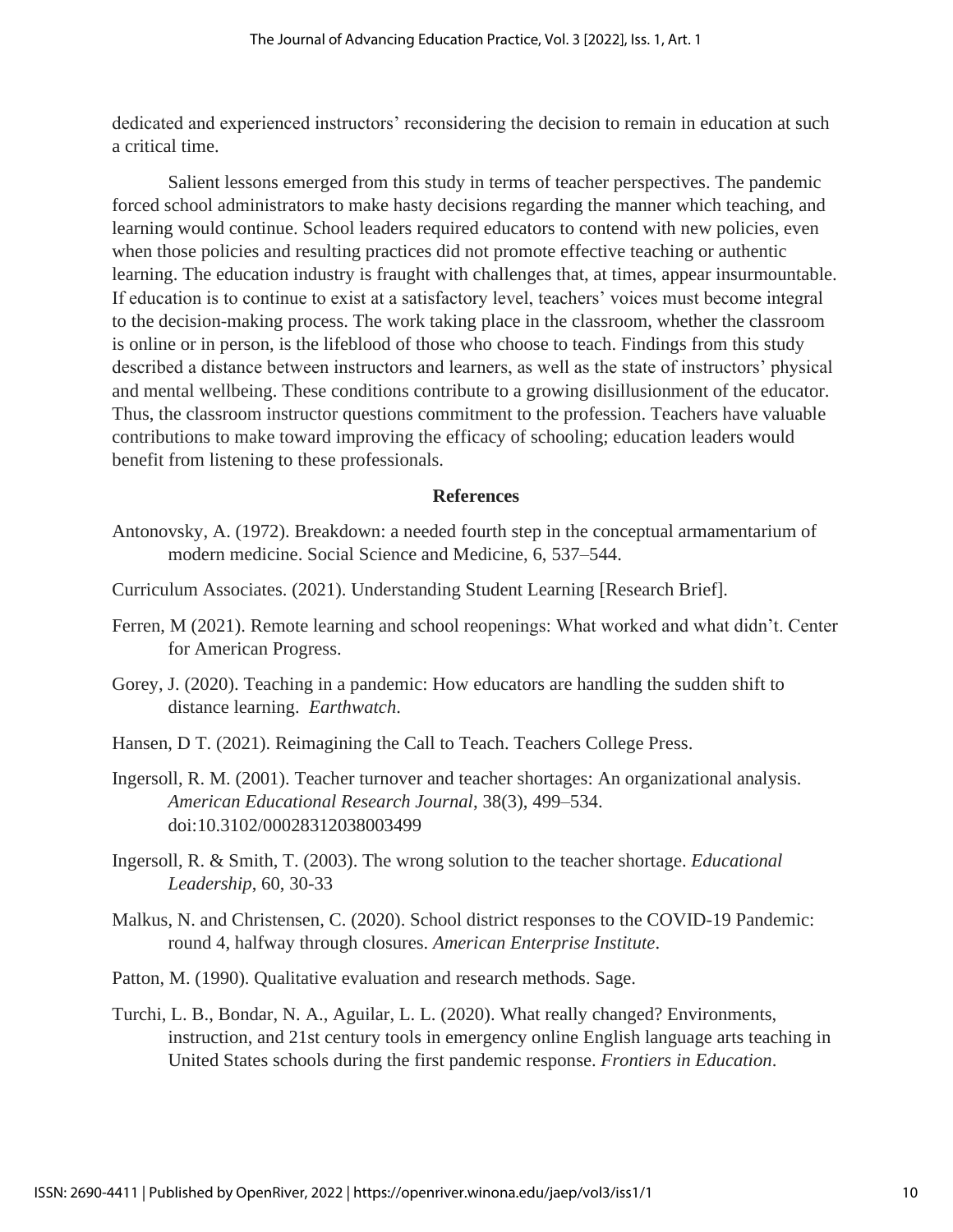dedicated and experienced instructors' reconsidering the decision to remain in education at such a critical time.

Salient lessons emerged from this study in terms of teacher perspectives. The pandemic forced school administrators to make hasty decisions regarding the manner which teaching, and learning would continue. School leaders required educators to contend with new policies, even when those policies and resulting practices did not promote effective teaching or authentic learning. The education industry is fraught with challenges that, at times, appear insurmountable. If education is to continue to exist at a satisfactory level, teachers' voices must become integral to the decision-making process. The work taking place in the classroom, whether the classroom is online or in person, is the lifeblood of those who choose to teach. Findings from this study described a distance between instructors and learners, as well as the state of instructors' physical and mental wellbeing. These conditions contribute to a growing disillusionment of the educator. Thus, the classroom instructor questions commitment to the profession. Teachers have valuable contributions to make toward improving the efficacy of schooling; education leaders would benefit from listening to these professionals.

## References

Antonovsky, A. (1972). Breakdown: a needed fourth step in the conceptual armamentarium of modern medicine. Social Science and Medicine, 6, 537–544.

Curriculum Associates. (2021). Understanding Student Learning [Research Brief].

Ferren, M (2021). Remote learning and school reopenings: What worked and what didn't. Center for American Progress.

Gorey, J. (2020). Teaching in a pandemic: How educators are handling the sudden shift to distance learning. *Earthwatch*.

Hansen, D T. (2021). Reimagining the Call to Teach. Teachers College Press.

Ingersoll, R. M. (2001). Teacher turnover and teacher shortages: An organizational analysis. *American Educational Research Journal*, 38(3), 499–534. doi:10.3102/00028312038003499

Ingersoll, R. & Smith, T. (2003). The wrong solution to the teacher shortage. *Educational Leadership*, 60, 30-33

Malkus, N. and Christensen, C. (2020). School district responses to the COVID-19 Pandemic: round 4, halfway through closures. *American Enterprise Institute*.

Patton, M. (1990). Qualitative evaluation and research methods. Sage.

Turchi, L. B., Bondar, N. A., Aguilar, L. L. (2020). What really changed? Environments, instruction, and 21st century tools in emergency online English language arts teaching in United States schools during the first pandemic response. *Frontiers in Education*.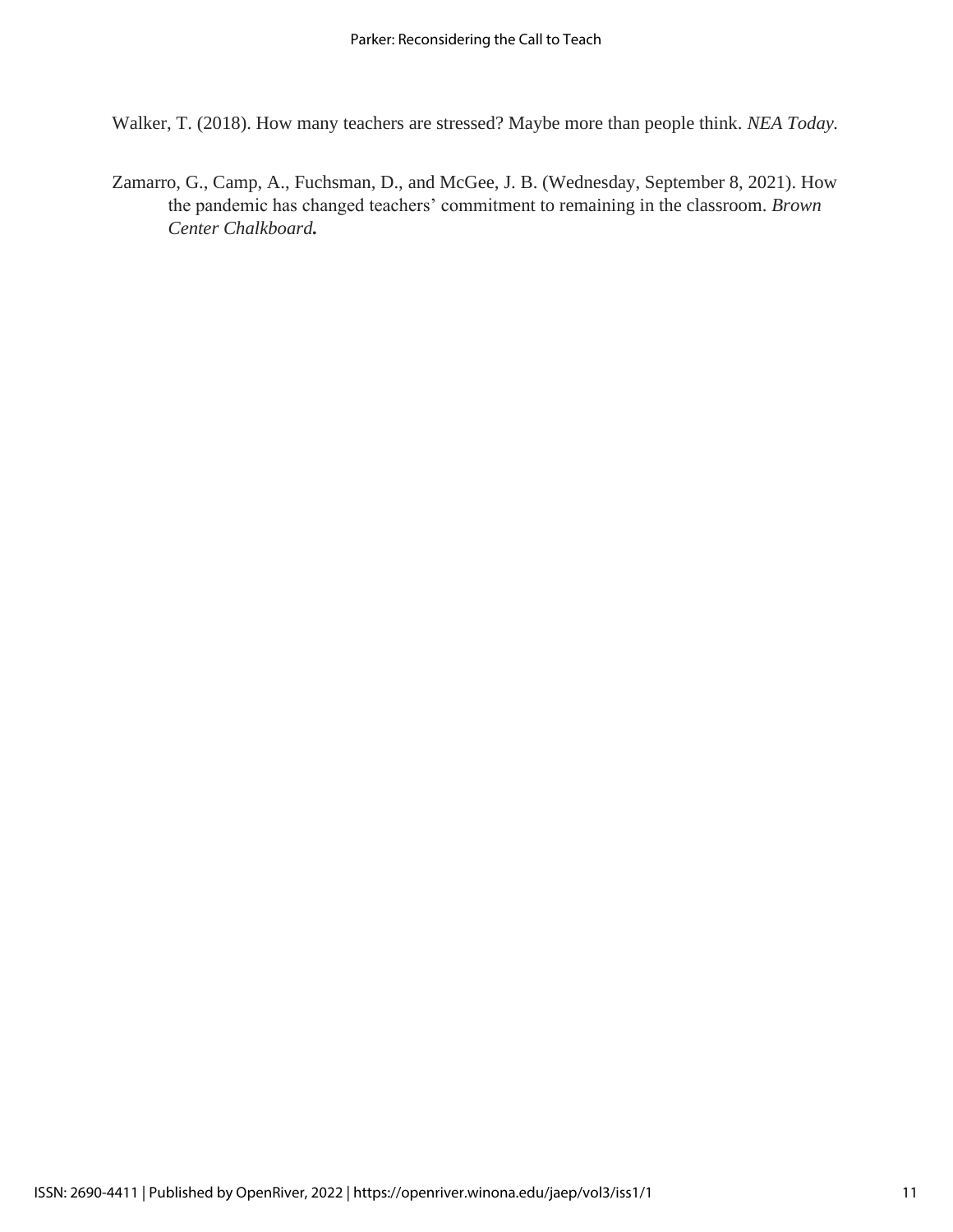Walker, T. (2018). How many teachers are stressed? Maybe more than people think. *NEA Today.*

Zamarro, G., Camp, A., Fuchsman, D., and McGee, J. B. (Wednesday, September 8, 2021). How the pandemic has changed teachers' commitment to remaining in the classroom. *Brown Center Chalkboard.*